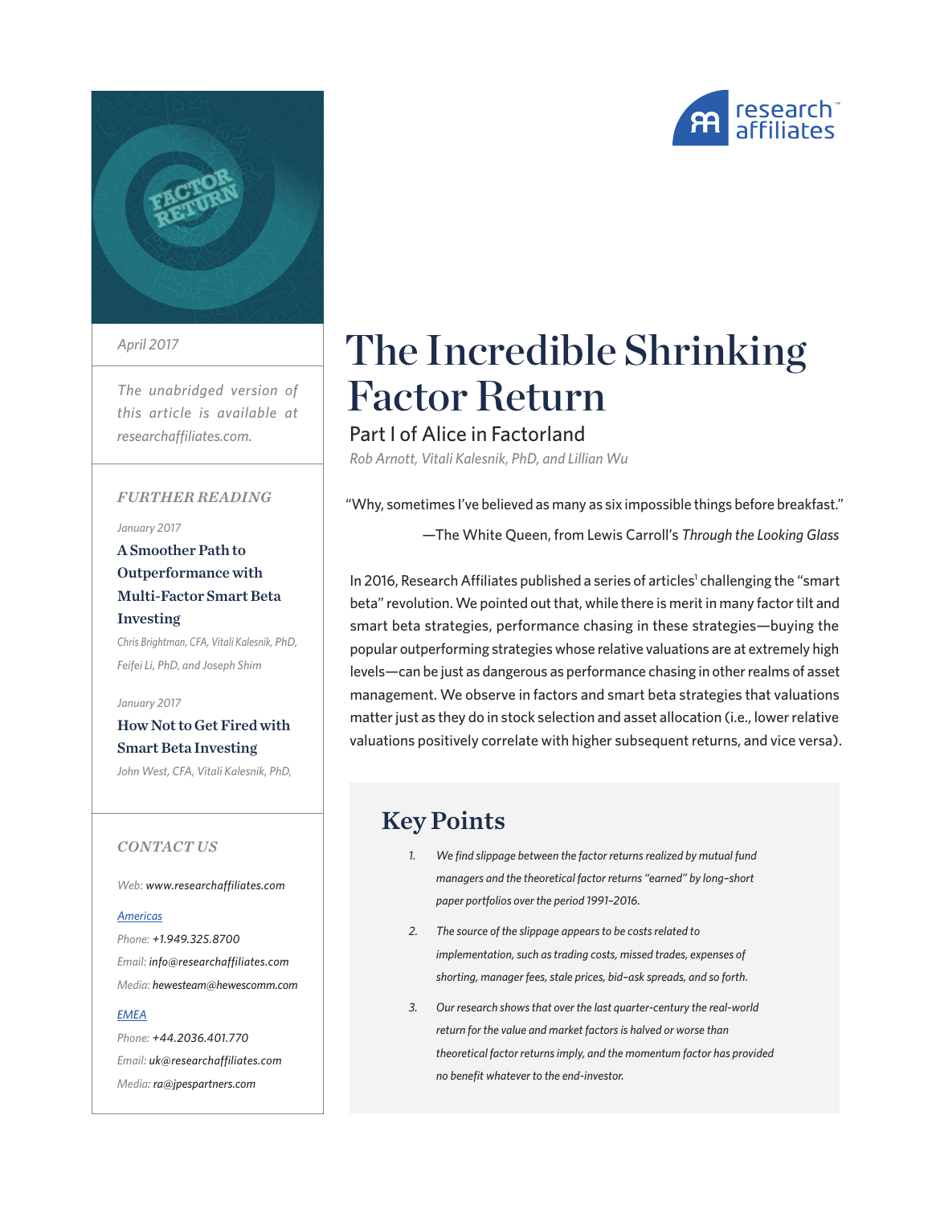# The Incredible Shrinking Factor Return

## Part I of Alice in Factorland

*Rob Arnott, Vitali Kalesnik, PhD, and Lillian Wu*

April 2017

*The unabridged version of this article is available at researchaffiliates.com.*

"Why, sometimes I've believed as many as six impossible things before breakfast."

—The White Queen, from Lewis Carroll's *Through the Looking Glass*

In 2016, Research Affiliates published a series of articles[1] challenging the "smart beta" revolution. We pointed out that, while there is merit in many factor tilt and smart beta strategies, performance chasing in these strategies—buying the popular outperforming strategies whose relative valuations are at extremely high levels—can be just as dangerous as performance chasing in other realms of asset management. We observe in factors and smart beta strategies that valuations matter just as they do in stock selection and asset allocation (i.e., lower relative valuations positively correlate with higher subsequent returns, and vice versa).

## Key Points

1. *We find slippage between the factor returns realized by mutual fund managers and the theoretical factor returns "earned" by long-short paper portfolios over the period 1991–2016.*
2. *The source of the slippage appears to be costs related to implementation, such as trading costs, missed trades, expenses of shorting, manager fees, stale prices, bid-ask spreads, and so forth.*
3. *Our research shows that over the last quarter-century the real-world return for the value and market factors is halved or worse than theoretical factor returns imply, and the momentum factor has provided no benefit whatever to the end-investor.*

### FURTHER READING

January 2017

**A Smoother Path to Outperformance with Multi-Factor Smart Beta Investing**

*Chris Brightman, CFA, Vitali Kalesnik, PhD, Feifei Li, PhD, and Joseph Shim*

January 2017

**How Not to Get Fired with Smart Beta Investing**

*John West, CFA, Vitali Kalesnik, PhD,*

### CONTACT US

Web: www.researchaffiliates.com

Americas

Phone: +1.949.325.8700

Email: info@researchaffiliates.com

Media: hewesteam@hewescomm.com

EMEA

Phone: +44.2036.401.770

Email: uk@researchaffiliates.com

Media: ra@jpespartners.com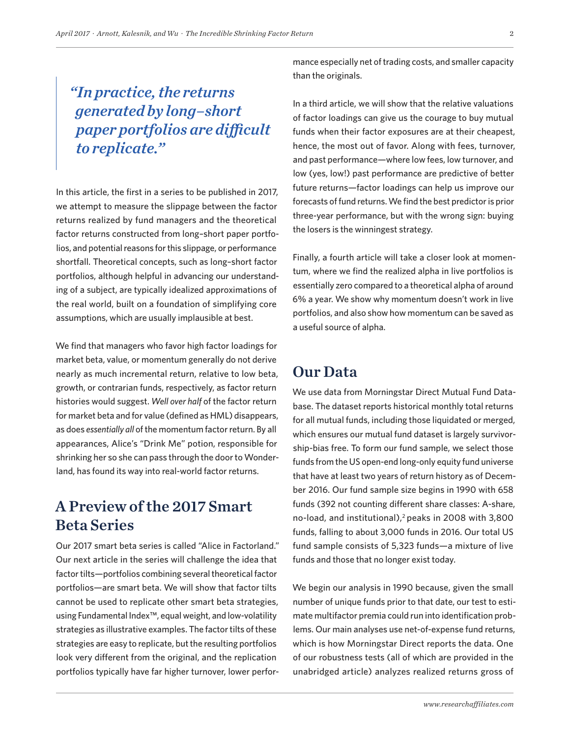> *"In practice, the returns generated by long–short paper portfolios are difficult to replicate."*

In this article, the first in a series to be published in 2017, we attempt to measure the slippage between the factor returns realized by fund managers and the theoretical factor returns constructed from long–short paper portfolios, and potential reasons for this slippage, or performance shortfall. Theoretical concepts, such as long–short factor portfolios, although helpful in advancing our understanding of a subject, are typically idealized approximations of the real world, built on a foundation of simplifying core assumptions, which are usually implausible at best.

We find that managers who favor high factor loadings for market beta, value, or momentum generally do not derive nearly as much incremental return, relative to low beta, growth, or contrarian funds, respectively, as factor return histories would suggest. *Well over half* of the factor return for market beta and for value (defined as HML) disappears, as does *essentially all* of the momentum factor return. By all appearances, Alice's "Drink Me" potion, responsible for shrinking her so she can pass through the door to Wonderland, has found its way into real-world factor returns.

## A Preview of the 2017 Smart Beta Series

Our 2017 smart beta series is called "Alice in Factorland." Our next article in the series will challenge the idea that factor tilts—portfolios combining several theoretical factor portfolios—are smart beta. We will show that factor tilts cannot be used to replicate other smart beta strategies, using Fundamental Index™, equal weight, and low-volatility strategies as illustrative examples. The factor tilts of these strategies are easy to replicate, but the resulting portfolios look very different from the original, and the replication portfolios typically have far higher turnover, lower performance especially net of trading costs, and smaller capacity than the originals.

In a third article, we will show that the relative valuations of factor loadings can give us the courage to buy mutual funds when their factor exposures are at their cheapest, hence, the most out of favor. Along with fees, turnover, and past performance—where low fees, low turnover, and low (yes, low!) past performance are predictive of better future returns—factor loadings can help us improve our forecasts of fund returns. We find the best predictor is prior three-year performance, but with the wrong sign: buying the losers is the winningest strategy.

Finally, a fourth article will take a closer look at momentum, where we find the realized alpha in live portfolios is essentially zero compared to a theoretical alpha of around 6% a year. We show why momentum doesn't work in live portfolios, and also show how momentum can be saved as a useful source of alpha.

## Our Data

We use data from Morningstar Direct Mutual Fund Database. The dataset reports historical monthly total returns for all mutual funds, including those liquidated or merged, which ensures our mutual fund dataset is largely survivorship-bias free. To form our fund sample, we select those funds from the US open-end long-only equity fund universe that have at least two years of return history as of December 2016. Our fund sample size begins in 1990 with 658 funds (392 not counting different share classes: A-share, no-load, and institutional),[2] peaks in 2008 with 3,800 funds, falling to about 3,000 funds in 2016. Our total US fund sample consists of 5,323 funds—a mixture of live funds and those that no longer exist today.

We begin our analysis in 1990 because, given the small number of unique funds prior to that date, our test to estimate multifactor premia could run into identification problems. Our main analyses use net-of-expense fund returns, which is how Morningstar Direct reports the data. One of our robustness tests (all of which are provided in the unabridged article) analyzes realized returns gross of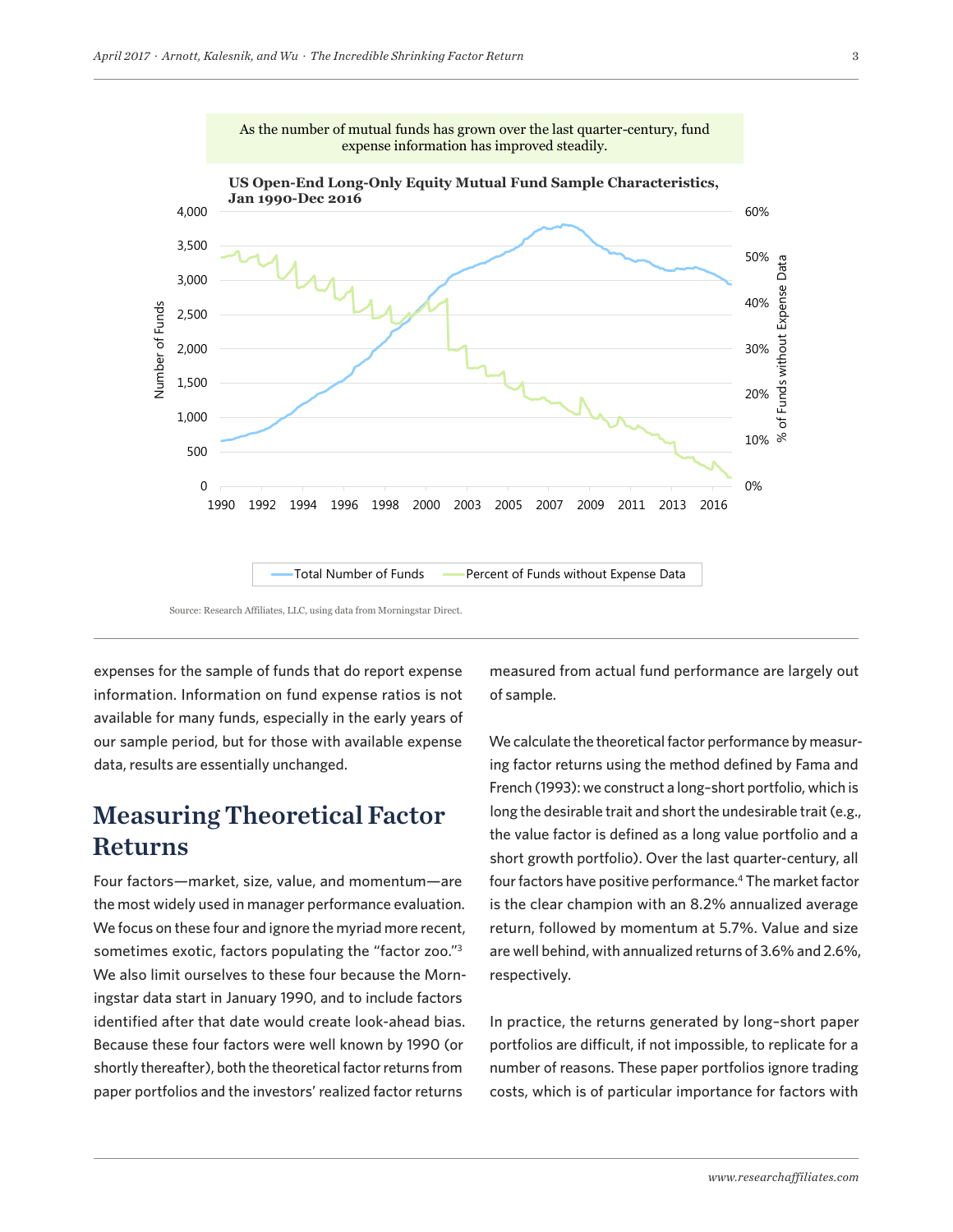As the number of mutual funds has grown over the last quarter-century, fund expense information has improved steadily.

**US Open-End Long-Only Equity Mutual Fund Sample Characteristics, Jan 1990-Dec 2016**

Source: Research Affiliates, LLC, using data from Morningstar Direct.

expenses for the sample of funds that do report expense information. Information on fund expense ratios is not available for many funds, especially in the early years of our sample period, but for those with available expense data, results are essentially unchanged.

## Measuring Theoretical Factor Returns

Four factors—market, size, value, and momentum—are the most widely used in manager performance evaluation. We focus on these four and ignore the myriad more recent, sometimes exotic, factors populating the "factor zoo."[3] We also limit ourselves to these four because the Morningstar data start in January 1990, and to include factors identified after that date would create look-ahead bias. Because these four factors were well known by 1990 (or shortly thereafter), both the theoretical factor returns from paper portfolios and the investors' realized factor returns measured from actual fund performance are largely out of sample.

We calculate the theoretical factor performance by measuring factor returns using the method defined by Fama and French (1993): we construct a long–short portfolio, which is long the desirable trait and short the undesirable trait (e.g., the value factor is defined as a long value portfolio and a short growth portfolio). Over the last quarter-century, all four factors have positive performance.[4] The market factor is the clear champion with an 8.2% annualized average return, followed by momentum at 5.7%. Value and size are well behind, with annualized returns of 3.6% and 2.6%, respectively.

In practice, the returns generated by long–short paper portfolios are difficult, if not impossible, to replicate for a number of reasons. These paper portfolios ignore trading costs, which is of particular importance for factors with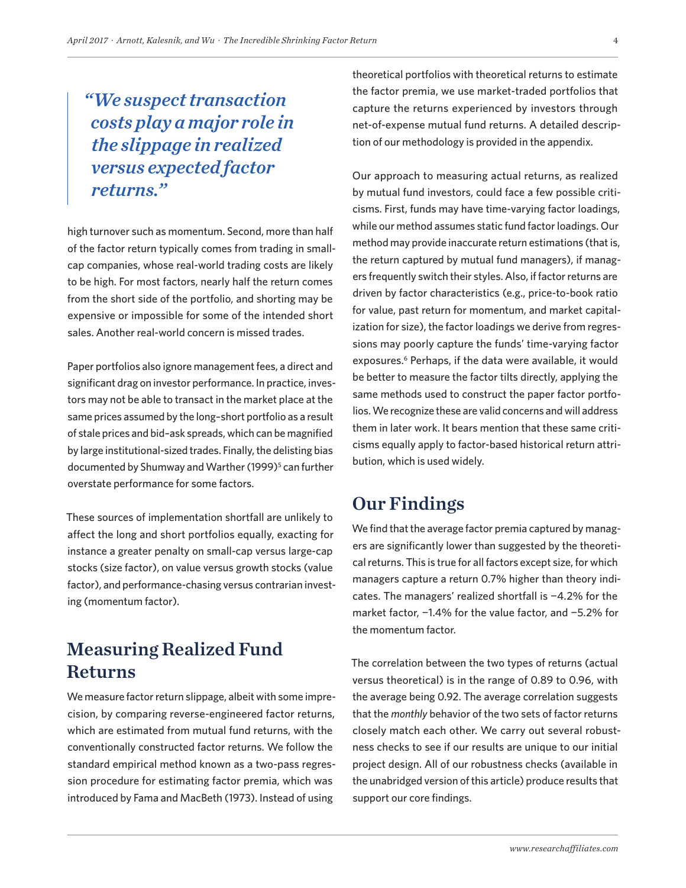> *"We suspect transaction costs play a major role in the slippage in realized versus expected factor returns."*

high turnover such as momentum. Second, more than half of the factor return typically comes from trading in small-cap companies, whose real-world trading costs are likely to be high. For most factors, nearly half the return comes from the short side of the portfolio, and shorting may be expensive or impossible for some of the intended short sales. Another real-world concern is missed trades.

Paper portfolios also ignore management fees, a direct and significant drag on investor performance. In practice, investors may not be able to transact in the market place at the same prices assumed by the long–short portfolio as a result of stale prices and bid–ask spreads, which can be magnified by large institutional-sized trades. Finally, the delisting bias documented by Shumway and Warther (1999)[5] can further overstate performance for some factors.

These sources of implementation shortfall are unlikely to affect the long and short portfolios equally, exacting for instance a greater penalty on small-cap versus large-cap stocks (size factor), on value versus growth stocks (value factor), and performance-chasing versus contrarian investing (momentum factor).

## Measuring Realized Fund Returns

We measure factor return slippage, albeit with some imprecision, by comparing reverse-engineered factor returns, which are estimated from mutual fund returns, with the conventionally constructed factor returns. We follow the standard empirical method known as a two-pass regression procedure for estimating factor premia, which was introduced by Fama and MacBeth (1973). Instead of using theoretical portfolios with theoretical returns to estimate the factor premia, we use market-traded portfolios that capture the returns experienced by investors through net-of-expense mutual fund returns. A detailed description of our methodology is provided in the appendix.

Our approach to measuring actual returns, as realized by mutual fund investors, could face a few possible criticisms. First, funds may have time-varying factor loadings, while our method assumes static fund factor loadings. Our method may provide inaccurate return estimations (that is, the return captured by mutual fund managers), if managers frequently switch their styles. Also, if factor returns are driven by factor characteristics (e.g., price-to-book ratio for value, past return for momentum, and market capitalization for size), the factor loadings we derive from regressions may poorly capture the funds' time-varying factor exposures.[6] Perhaps, if the data were available, it would be better to measure the factor tilts directly, applying the same methods used to construct the paper factor portfolios. We recognize these are valid concerns and will address them in later work. It bears mention that these same criticisms equally apply to factor-based historical return attribution, which is used widely.

## Our Findings

We find that the average factor premia captured by managers are significantly lower than suggested by the theoretical returns. This is true for all factors except size, for which managers capture a return 0.7% higher than theory indicates. The managers' realized shortfall is −4.2% for the market factor, −1.4% for the value factor, and −5.2% for the momentum factor.

The correlation between the two types of returns (actual versus theoretical) is in the range of 0.89 to 0.96, with the average being 0.92. The average correlation suggests that the *monthly* behavior of the two sets of factor returns closely match each other. We carry out several robustness checks to see if our results are unique to our initial project design. All of our robustness checks (available in the unabridged version of this article) produce results that support our core findings.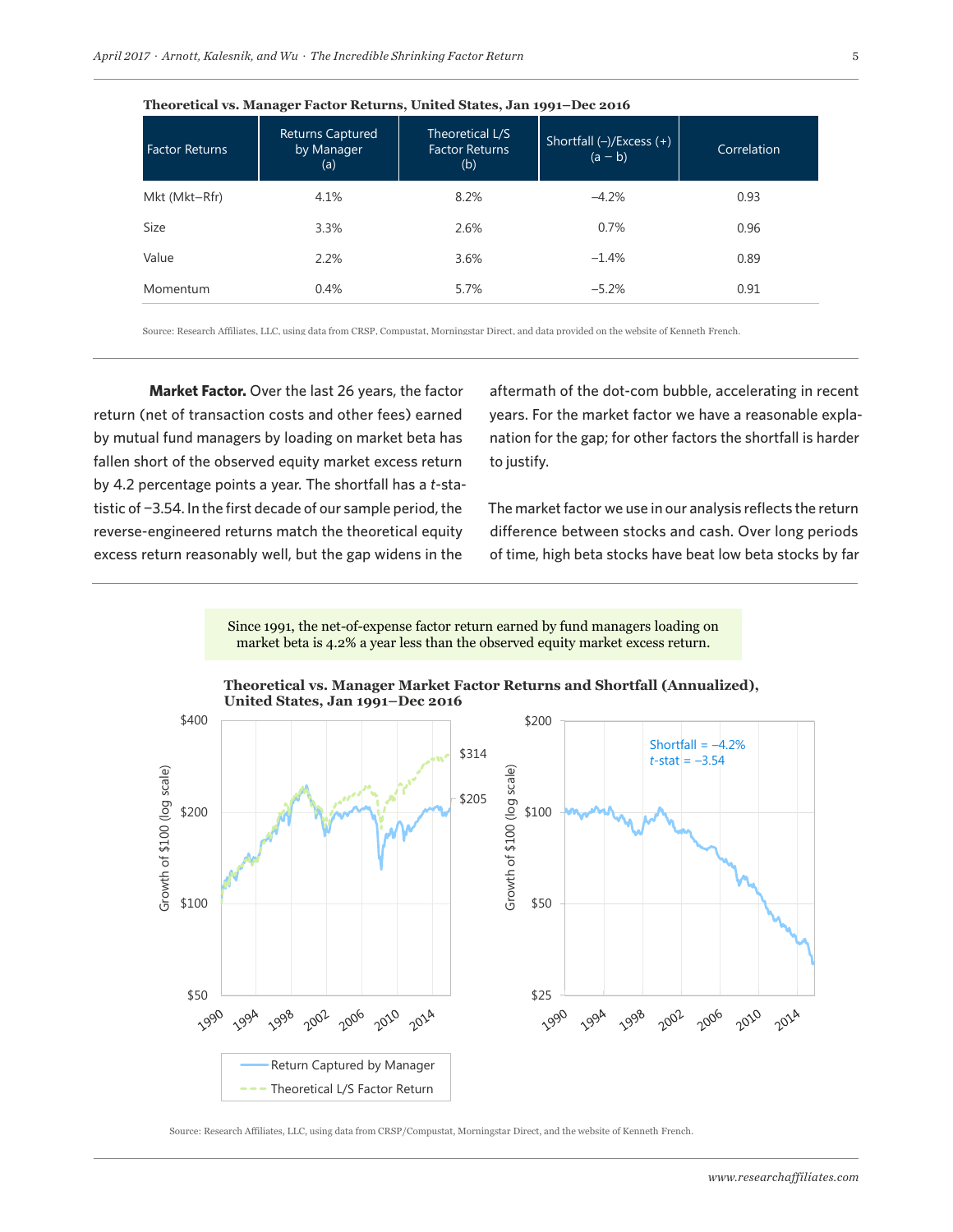**Theoretical vs. Manager Factor Returns, United States, Jan 1991–Dec 2016**

| Factor Returns | Returns Captured by Manager (a) | Theoretical L/S Factor Returns (b) | Shortfall (–)/Excess (+) (a – b) | Correlation |
|---|---|---|---|---|
| Mkt (Mkt–Rfr) | 4.1% | 8.2% | –4.2% | 0.93 |
| Size | 3.3% | 2.6% | 0.7% | 0.96 |
| Value | 2.2% | 3.6% | –1.4% | 0.89 |
| Momentum | 0.4% | 5.7% | –5.2% | 0.91 |

Source: Research Affiliates, LLC, using data from CRSP, Compustat, Morningstar Direct, and data provided on the website of Kenneth French.

**Market Factor.** Over the last 26 years, the factor return (net of transaction costs and other fees) earned by mutual fund managers by loading on market beta has fallen short of the observed equity market excess return by 4.2 percentage points a year. The shortfall has a $t$-statistic of −3.54. In the first decade of our sample period, the reverse-engineered returns match the theoretical equity excess return reasonably well, but the gap widens in the aftermath of the dot-com bubble, accelerating in recent years. For the market factor we have a reasonable explanation for the gap; for other factors the shortfall is harder to justify.

The market factor we use in our analysis reflects the return difference between stocks and cash. Over long periods of time, high beta stocks have beat low beta stocks by far

> Since 1991, the net-of-expense factor return earned by fund managers loading on market beta is 4.2% a year less than the observed equity market excess return.

**Theoretical vs. Manager Market Factor Returns and Shortfall (Annualized), United States, Jan 1991–Dec 2016**

Source: Research Affiliates, LLC, using data from CRSP/Compustat, Morningstar Direct, and the website of Kenneth French.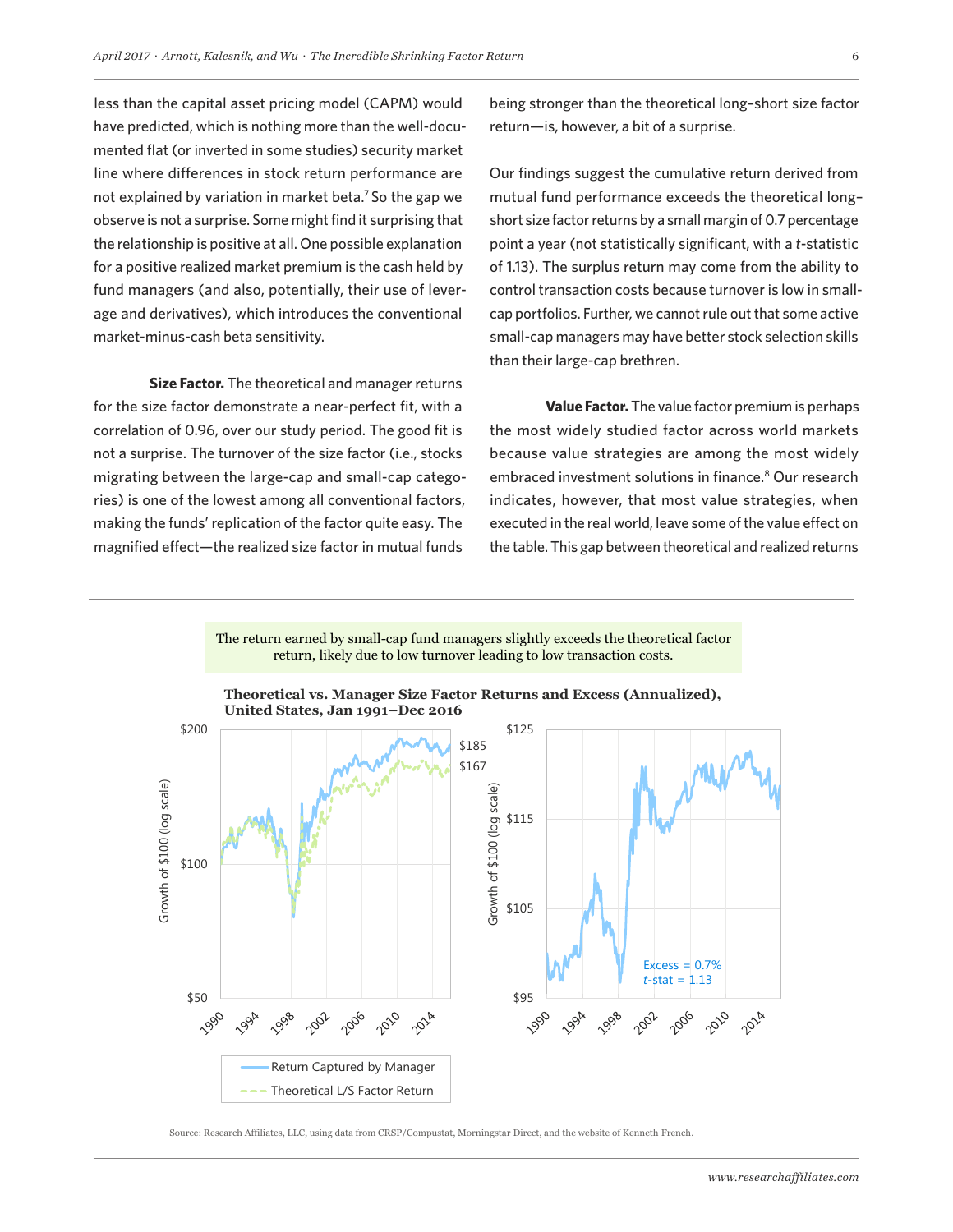less than the capital asset pricing model (CAPM) would have predicted, which is nothing more than the well-documented flat (or inverted in some studies) security market line where differences in stock return performance are not explained by variation in market beta.[7] So the gap we observe is not a surprise. Some might find it surprising that the relationship is positive at all. One possible explanation for a positive realized market premium is the cash held by fund managers (and also, potentially, their use of leverage and derivatives), which introduces the conventional market-minus-cash beta sensitivity.

**Size Factor.** The theoretical and manager returns for the size factor demonstrate a near-perfect fit, with a correlation of 0.96, over our study period. The good fit is not a surprise. The turnover of the size factor (i.e., stocks migrating between the large-cap and small-cap categories) is one of the lowest among all conventional factors, making the funds' replication of the factor quite easy. The magnified effect—the realized size factor in mutual funds being stronger than the theoretical long-short size factor return—is, however, a bit of a surprise.

Our findings suggest the cumulative return derived from mutual fund performance exceeds the theoretical long-short size factor returns by a small margin of 0.7 percentage point a year (not statistically significant, with a *t*-statistic of 1.13). The surplus return may come from the ability to control transaction costs because turnover is low in small-cap portfolios. Further, we cannot rule out that some active small-cap managers may have better stock selection skills than their large-cap brethren.

**Value Factor.** The value factor premium is perhaps the most widely studied factor across world markets because value strategies are among the most widely embraced investment solutions in finance.[8] Our research indicates, however, that most value strategies, when executed in the real world, leave some of the value effect on the table. This gap between theoretical and realized returns

The return earned by small-cap fund managers slightly exceeds the theoretical factor return, likely due to low turnover leading to low transaction costs.

**Theoretical vs. Manager Size Factor Returns and Excess (Annualized), United States, Jan 1991–Dec 2016**

Left panel: Growth of $100 (log scale); Return Captured by Manager: $185; Theoretical L/S Factor Return: $167.

Right panel: Growth of $100 (log scale); Excess = 0.7%, *t*-stat = 1.13

Source: Research Affiliates, LLC, using data from CRSP/Compustat, Morningstar Direct, and the website of Kenneth French.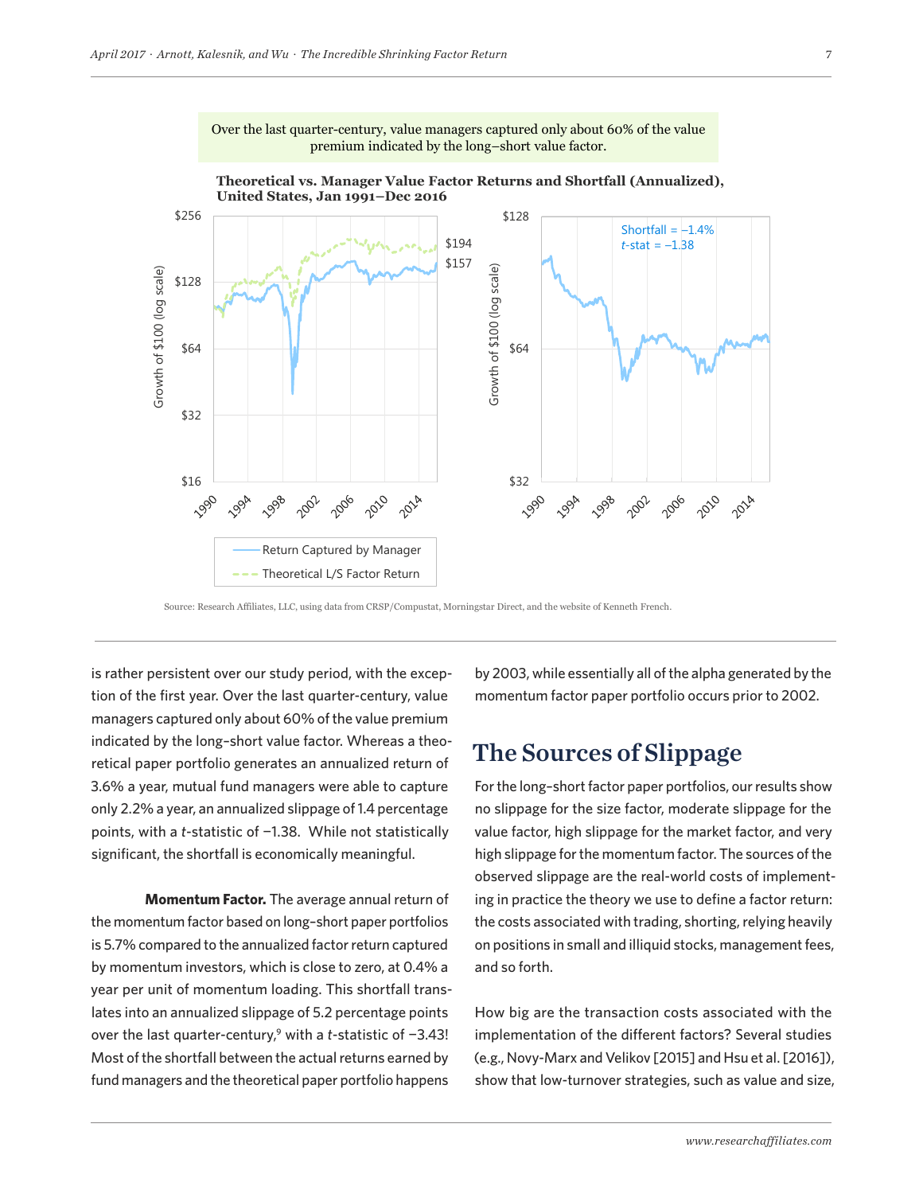Over the last quarter-century, value managers captured only about 60% of the value premium indicated by the long–short value factor.

**Theoretical vs. Manager Value Factor Returns and Shortfall (Annualized), United States, Jan 1991–Dec 2016**

Source: Research Affiliates, LLC, using data from CRSP/Compustat, Morningstar Direct, and the website of Kenneth French.

is rather persistent over our study period, with the exception of the first year. Over the last quarter-century, value managers captured only about 60% of the value premium indicated by the long–short value factor. Whereas a theoretical paper portfolio generates an annualized return of 3.6% a year, mutual fund managers were able to capture only 2.2% a year, an annualized slippage of 1.4 percentage points, with a *t*-statistic of −1.38. While not statistically significant, the shortfall is economically meaningful.

**Momentum Factor.** The average annual return of the momentum factor based on long–short paper portfolios is 5.7% compared to the annualized factor return captured by momentum investors, which is close to zero, at 0.4% a year per unit of momentum loading. This shortfall translates into an annualized slippage of 5.2 percentage points over the last quarter-century,[9] with a *t*-statistic of −3.43! Most of the shortfall between the actual returns earned by fund managers and the theoretical paper portfolio happens by 2003, while essentially all of the alpha generated by the momentum factor paper portfolio occurs prior to 2002.

## The Sources of Slippage

For the long–short factor paper portfolios, our results show no slippage for the size factor, moderate slippage for the value factor, high slippage for the market factor, and very high slippage for the momentum factor. The sources of the observed slippage are the real-world costs of implementing in practice the theory we use to define a factor return: the costs associated with trading, shorting, relying heavily on positions in small and illiquid stocks, management fees, and so forth.

How big are the transaction costs associated with the implementation of the different factors? Several studies (e.g., Novy-Marx and Velikov [2015] and Hsu et al. [2016]), show that low-turnover strategies, such as value and size,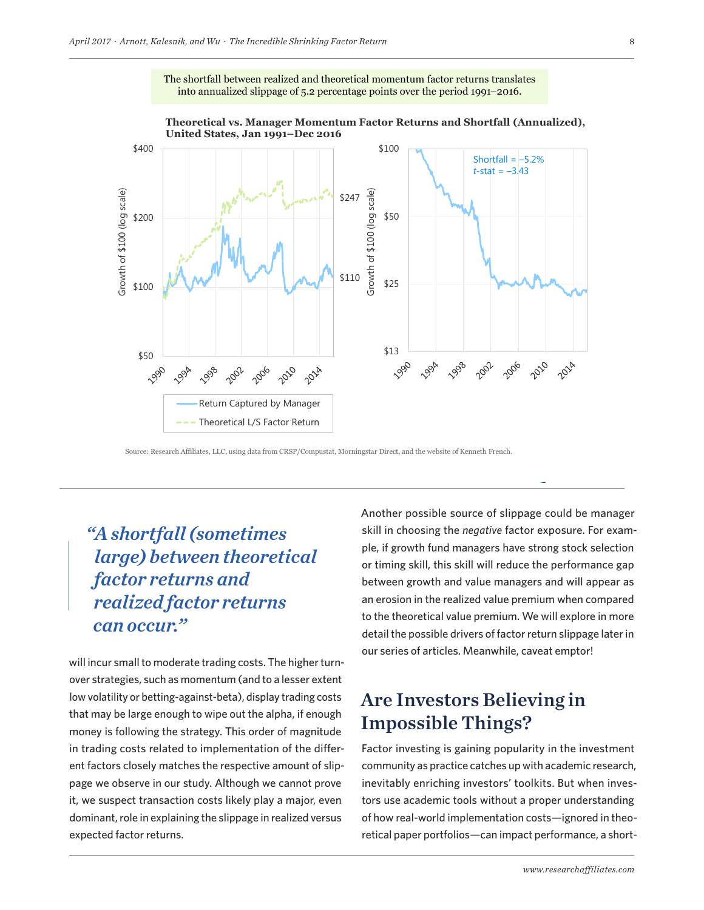The shortfall between realized and theoretical momentum factor returns translates into annualized slippage of 5.2 percentage points over the period 1991–2016.

**Theoretical vs. Manager Momentum Factor Returns and Shortfall (Annualized), United States, Jan 1991–Dec 2016**

Source: Research Affiliates, LLC, using data from CRSP/Compustat, Morningstar Direct, and the website of Kenneth French.

> *"A shortfall (sometimes large) between theoretical factor returns and realized factor returns can occur."*

will incur small to moderate trading costs. The higher turnover strategies, such as momentum (and to a lesser extent low volatility or betting-against-beta), display trading costs that may be large enough to wipe out the alpha, if enough money is following the strategy. This order of magnitude in trading costs related to implementation of the different factors closely matches the respective amount of slippage we observe in our study. Although we cannot prove it, we suspect transaction costs likely play a major, even dominant, role in explaining the slippage in realized versus expected factor returns.

Another possible source of slippage could be manager skill in choosing the *negative* factor exposure. For example, if growth fund managers have strong stock selection or timing skill, this skill will reduce the performance gap between growth and value managers and will appear as an erosion in the realized value premium when compared to the theoretical value premium. We will explore in more detail the possible drivers of factor return slippage later in our series of articles. Meanwhile, caveat emptor!

## Are Investors Believing in Impossible Things?

Factor investing is gaining popularity in the investment community as practice catches up with academic research, inevitably enriching investors' toolkits. But when investors use academic tools without a proper understanding of how real-world implementation costs—ignored in theoretical paper portfolios—can impact performance, a short-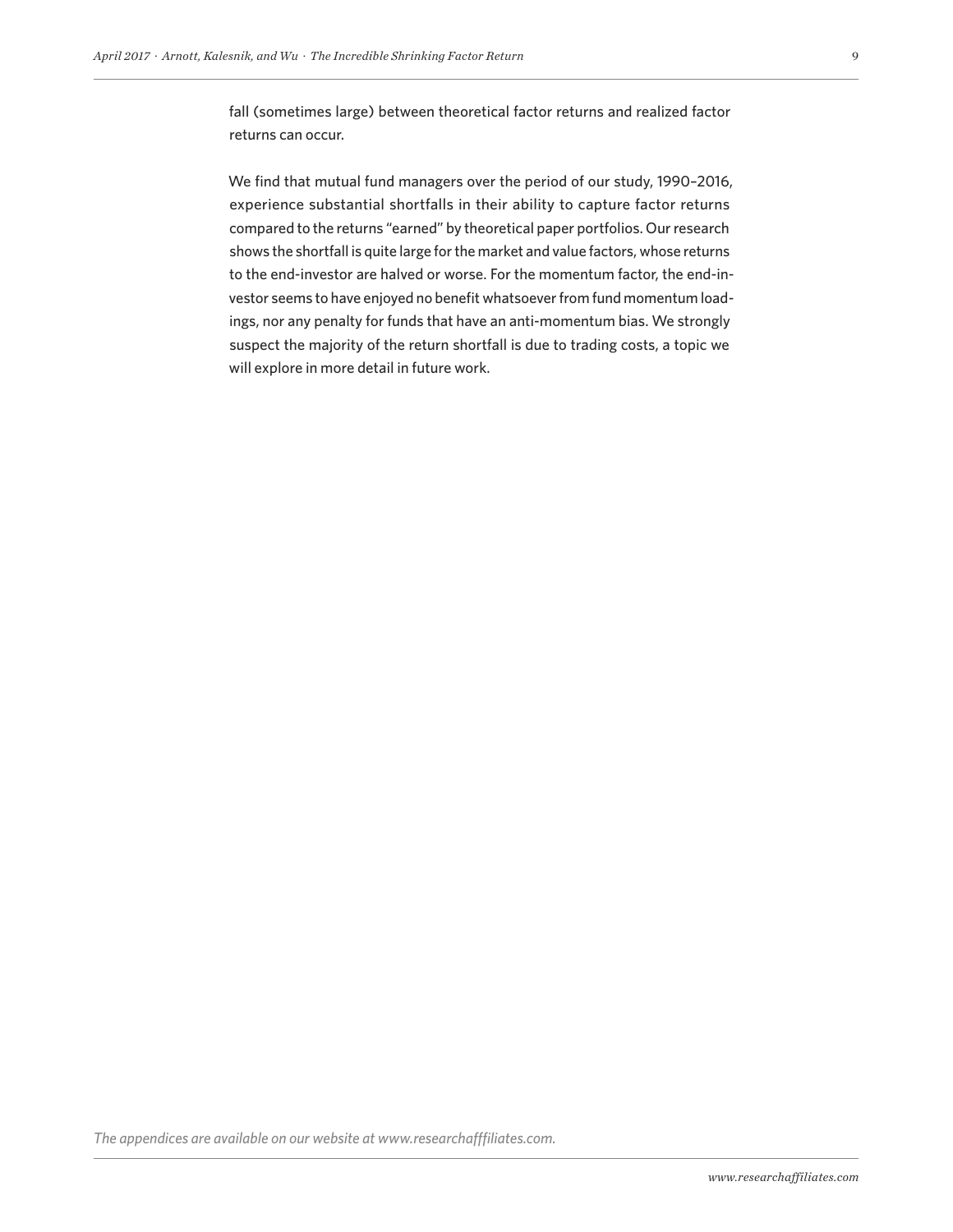fall (sometimes large) between theoretical factor returns and realized factor returns can occur.

We find that mutual fund managers over the period of our study, 1990–2016, experience substantial shortfalls in their ability to capture factor returns compared to the returns "earned" by theoretical paper portfolios. Our research shows the shortfall is quite large for the market and value factors, whose returns to the end-investor are halved or worse. For the momentum factor, the end-investor seems to have enjoyed no benefit whatsoever from fund momentum loadings, nor any penalty for funds that have an anti-momentum bias. We strongly suspect the majority of the return shortfall is due to trading costs, a topic we will explore in more detail in future work.

*The appendices are available on our website at www.researchafffiliates.com.*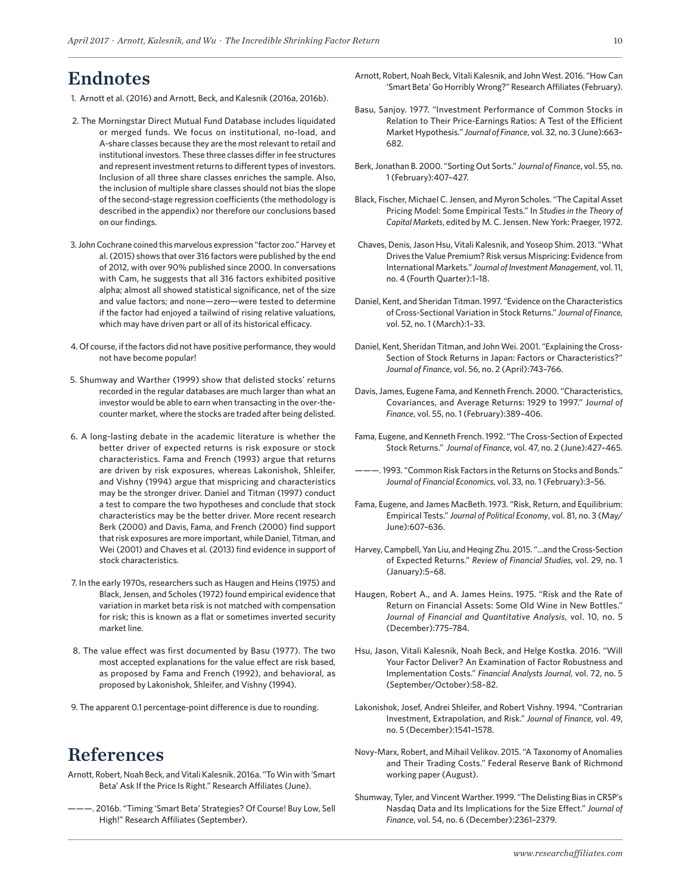## Endnotes

1. Arnott et al. (2016) and Arnott, Beck, and Kalesnik (2016a, 2016b).

2. The Morningstar Direct Mutual Fund Database includes liquidated or merged funds. We focus on institutional, no-load, and A-share classes because they are the most relevant to retail and institutional investors. These three classes differ in fee structures and represent investment returns to different types of investors. Inclusion of all three share classes enriches the sample. Also, the inclusion of multiple share classes should not bias the slope of the second-stage regression coefficients (the methodology is described in the appendix) nor therefore our conclusions based on our findings.

3. John Cochrane coined this marvelous expression "factor zoo." Harvey et al. (2015) shows that over 316 factors were published by the end of 2012, with over 90% published since 2000. In conversations with Cam, he suggests that all 316 factors exhibited positive alpha; almost all showed statistical significance, net of the size and value factors; and none—zero—were tested to determine if the factor had enjoyed a tailwind of rising relative valuations, which may have driven part or all of its historical efficacy.

4. Of course, if the factors did not have positive performance, they would not have become popular!

5. Shumway and Warther (1999) show that delisted stocks' returns recorded in the regular databases are much larger than what an investor would be able to earn when transacting in the over-the-counter market, where the stocks are traded after being delisted.

6. A long-lasting debate in the academic literature is whether the better driver of expected returns is risk exposure or stock characteristics. Fama and French (1993) argue that returns are driven by risk exposures, whereas Lakonishok, Shleifer, and Vishny (1994) argue that mispricing and characteristics may be the stronger driver. Daniel and Titman (1997) conduct a test to compare the two hypotheses and conclude that stock characteristics may be the better driver. More recent research Berk (2000) and Davis, Fama, and French (2000) find support that risk exposures are more important, while Daniel, Titman, and Wei (2001) and Chaves et al. (2013) find evidence in support of stock characteristics.

7. In the early 1970s, researchers such as Haugen and Heins (1975) and Black, Jensen, and Scholes (1972) found empirical evidence that variation in market beta risk is not matched with compensation for risk; this is known as a flat or sometimes inverted security market line.

8. The value effect was first documented by Basu (1977). The two most accepted explanations for the value effect are risk based, as proposed by Fama and French (1992), and behavioral, as proposed by Lakonishok, Shleifer, and Vishny (1994).

9. The apparent 0.1 percentage-point difference is due to rounding.

## References

Arnott, Robert, Noah Beck, and Vitali Kalesnik. 2016a. "To Win with 'Smart Beta' Ask If the Price Is Right." Research Affiliates (June).

———. 2016b. "Timing 'Smart Beta' Strategies? Of Course! Buy Low, Sell High!" Research Affiliates (September).

Arnott, Robert, Noah Beck, Vitali Kalesnik, and John West. 2016. "How Can 'Smart Beta' Go Horribly Wrong?" Research Affiliates (February).

Basu, Sanjoy. 1977. "Investment Performance of Common Stocks in Relation to Their Price-Earnings Ratios: A Test of the Efficient Market Hypothesis." *Journal of Finance*, vol. 32, no. 3 (June):663–682.

Berk, Jonathan B. 2000. "Sorting Out Sorts." *Journal of Finance*, vol. 55, no. 1 (February):407–427.

Black, Fischer, Michael C. Jensen, and Myron Scholes. "The Capital Asset Pricing Model: Some Empirical Tests." In *Studies in the Theory of Capital Markets*, edited by M. C. Jensen. New York: Praeger, 1972.

Chaves, Denis, Jason Hsu, Vitali Kalesnik, and Yoseop Shim. 2013. "What Drives the Value Premium? Risk versus Mispricing: Evidence from International Markets." *Journal of Investment Management*, vol. 11, no. 4 (Fourth Quarter):1–18.

Daniel, Kent, and Sheridan Titman. 1997. "Evidence on the Characteristics of Cross-Sectional Variation in Stock Returns." *Journal of Finance,* vol. 52, no. 1 (March):1–33.

Daniel, Kent, Sheridan Titman, and John Wei. 2001. "Explaining the Cross-Section of Stock Returns in Japan: Factors or Characteristics?" *Journal of Finance*, vol. 56, no. 2 (April):743–766.

Davis, James, Eugene Fama, and Kenneth French. 2000. "Characteristics, Covariances, and Average Returns: 1929 to 1997." *Journal of Finance*, vol. 55, no. 1 (February):389–406.

Fama, Eugene, and Kenneth French. 1992. "The Cross-Section of Expected Stock Returns." *Journal of Finance*, vol. 47, no. 2 (June):427–465.

———. 1993. "Common Risk Factors in the Returns on Stocks and Bonds." *Journal of Financial Economics*, vol. 33, no. 1 (February):3–56.

Fama, Eugene, and James MacBeth. 1973. "Risk, Return, and Equilibrium: Empirical Tests." *Journal of Political Economy*, vol. 81, no. 3 (May/June):607–636.

Harvey, Campbell, Yan Liu, and Heqing Zhu. 2015. "…and the Cross-Section of Expected Returns." *Review of Financial Studies*, vol. 29, no. 1 (January):5–68.

Haugen, Robert A., and A. James Heins. 1975. "Risk and the Rate of Return on Financial Assets: Some Old Wine in New Bottles." *Journal of Financial and Quantitative Analysis*, vol. 10, no. 5 (December):775–784.

Hsu, Jason, Vitali Kalesnik, Noah Beck, and Helge Kostka. 2016. "Will Your Factor Deliver? An Examination of Factor Robustness and Implementation Costs." *Financial Analysts Journal,* vol. 72, no. 5 (September/October):58–82.

Lakonishok, Josef, Andrei Shleifer, and Robert Vishny. 1994. "Contrarian Investment, Extrapolation, and Risk." *Journal of Finance*, vol. 49, no. 5 (December):1541–1578.

Novy-Marx, Robert, and Mihail Velikov. 2015. "A Taxonomy of Anomalies and Their Trading Costs." Federal Reserve Bank of Richmond working paper (August).

Shumway, Tyler, and Vincent Warther. 1999. "The Delisting Bias in CRSP's Nasdaq Data and Its Implications for the Size Effect." *Journal of Finance*, vol. 54, no. 6 (December):2361–2379.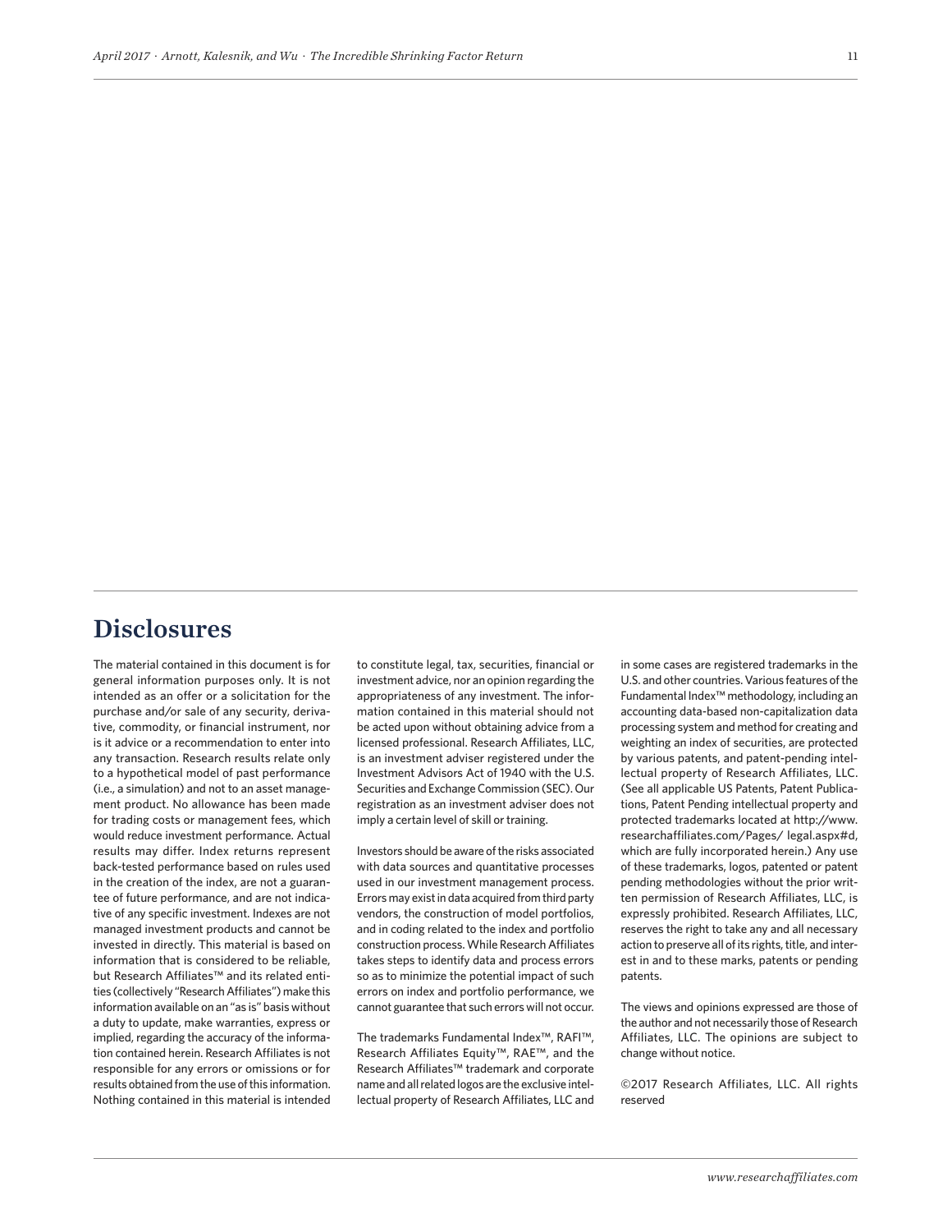# Disclosures

The material contained in this document is for general information purposes only. It is not intended as an offer or a solicitation for the purchase and/or sale of any security, derivative, commodity, or financial instrument, nor is it advice or a recommendation to enter into any transaction. Research results relate only to a hypothetical model of past performance (i.e., a simulation) and not to an asset management product. No allowance has been made for trading costs or management fees, which would reduce investment performance. Actual results may differ. Index returns represent back-tested performance based on rules used in the creation of the index, are not a guarantee of future performance, and are not indicative of any specific investment. Indexes are not managed investment products and cannot be invested in directly. This material is based on information that is considered to be reliable, but Research Affiliates™ and its related entities (collectively "Research Affiliates") make this information available on an "as is" basis without a duty to update, make warranties, express or implied, regarding the accuracy of the information contained herein. Research Affiliates is not responsible for any errors or omissions or for results obtained from the use of this information. Nothing contained in this material is intended to constitute legal, tax, securities, financial or investment advice, nor an opinion regarding the appropriateness of any investment. The information contained in this material should not be acted upon without obtaining advice from a licensed professional. Research Affiliates, LLC, is an investment adviser registered under the Investment Advisors Act of 1940 with the U.S. Securities and Exchange Commission (SEC). Our registration as an investment adviser does not imply a certain level of skill or training.

Investors should be aware of the risks associated with data sources and quantitative processes used in our investment management process. Errors may exist in data acquired from third party vendors, the construction of model portfolios, and in coding related to the index and portfolio construction process. While Research Affiliates takes steps to identify data and process errors so as to minimize the potential impact of such errors on index and portfolio performance, we cannot guarantee that such errors will not occur.

The trademarks Fundamental Index™, RAFI™, Research Affiliates Equity™, RAE™, and the Research Affiliates™ trademark and corporate name and all related logos are the exclusive intellectual property of Research Affiliates, LLC and in some cases are registered trademarks in the U.S. and other countries. Various features of the Fundamental Index™ methodology, including an accounting data-based non-capitalization data processing system and method for creating and weighting an index of securities, are protected by various patents, and patent-pending intellectual property of Research Affiliates, LLC. (See all applicable US Patents, Patent Publications, Patent Pending intellectual property and protected trademarks located at http://www.researchaffiliates.com/Pages/ legal.aspx#d, which are fully incorporated herein.) Any use of these trademarks, logos, patented or patent pending methodologies without the prior written permission of Research Affiliates, LLC, is expressly prohibited. Research Affiliates, LLC, reserves the right to take any and all necessary action to preserve all of its rights, title, and interest in and to these marks, patents or pending patents.

The views and opinions expressed are those of the author and not necessarily those of Research Affiliates, LLC. The opinions are subject to change without notice.

©2017 Research Affiliates, LLC. All rights reserved